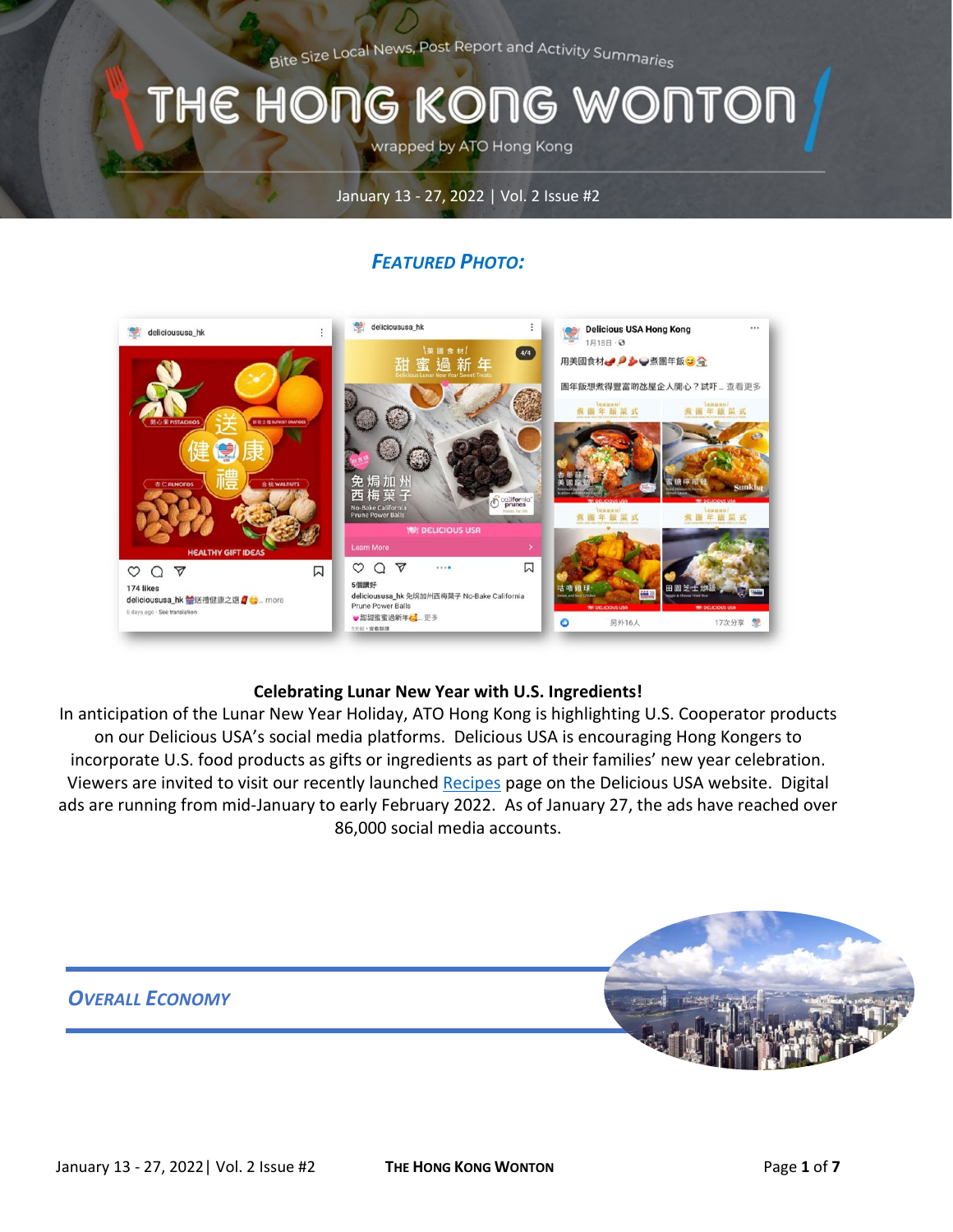Bite Size Local News, Post Report and Activity Summaries

# THE HONG KONG WONTON

wrapped by ATO Hong Kong

January 13 - 27, 2022 | Vol. 2 Issue #2

## *FEATURED PHOTO:*

**Celebrating Lunar New Year with U.S. Ingredients!**

In anticipation of the Lunar New Year Holiday, ATO Hong Kong is highlighting U.S. Cooperator products on our Delicious USA's social media platforms. Delicious USA is encouraging Hong Kongers to incorporate U.S. food products as gifts or ingredients as part of their families' new year celebration. Viewers are invited to visit our recently launched Recipes page on the Delicious USA website. Digital ads are running from mid-January to early February 2022. As of January 27, the ads have reached over 86,000 social media accounts.

## *OVERALL ECONOMY*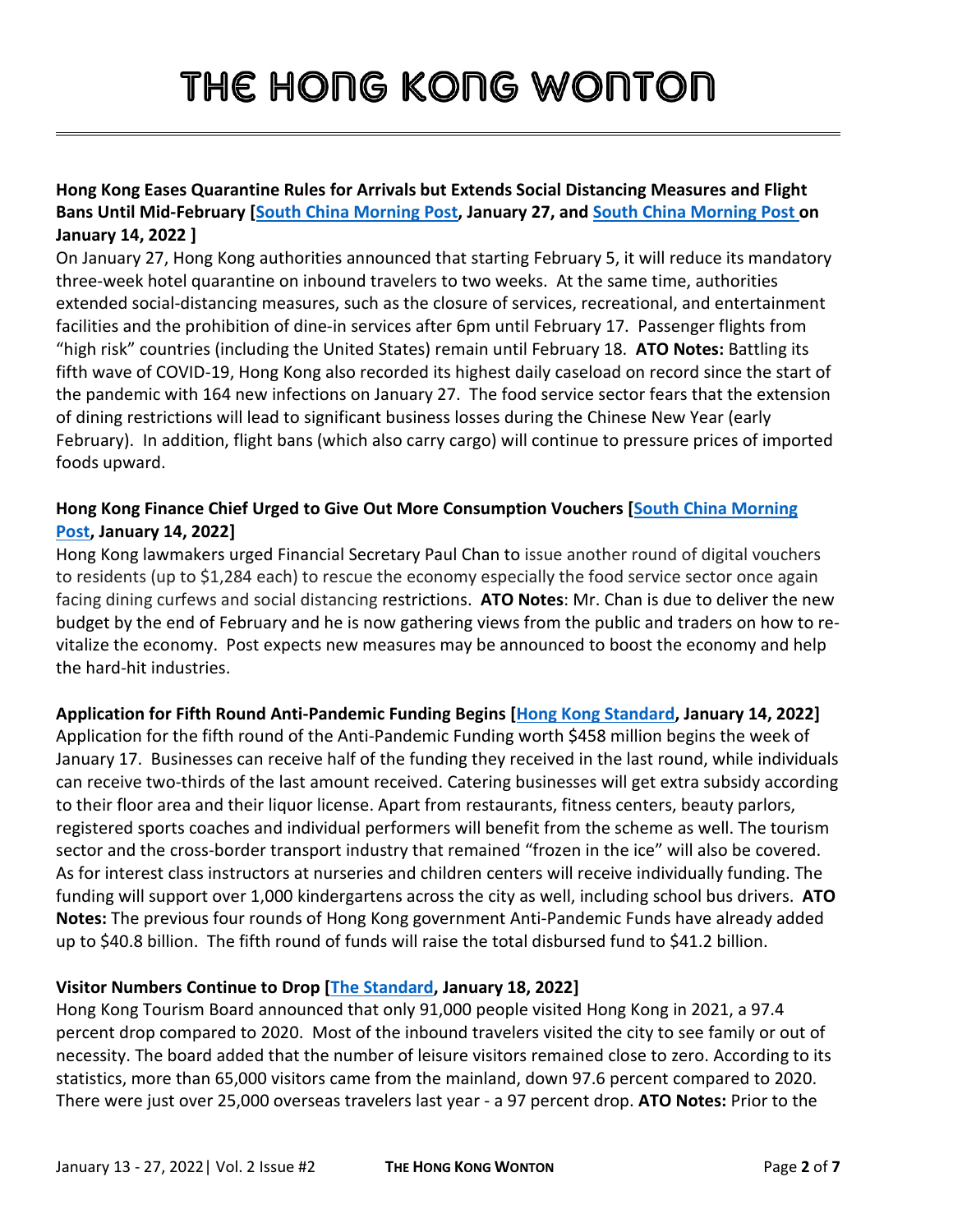# THE HONG KONG WONTON

**Hong Kong Eases Quarantine Rules for Arrivals but Extends Social Distancing Measures and Flight Bans Until Mid-February [South China Morning Post, January 27, and South China Morning Post on January 14, 2022 ]**

On January 27, Hong Kong authorities announced that starting February 5, it will reduce its mandatory three-week hotel quarantine on inbound travelers to two weeks. At the same time, authorities extended social-distancing measures, such as the closure of services, recreational, and entertainment facilities and the prohibition of dine-in services after 6pm until February 17. Passenger flights from "high risk" countries (including the United States) remain until February 18. **ATO Notes:** Battling its fifth wave of COVID-19, Hong Kong also recorded its highest daily caseload on record since the start of the pandemic with 164 new infections on January 27. The food service sector fears that the extension of dining restrictions will lead to significant business losses during the Chinese New Year (early February). In addition, flight bans (which also carry cargo) will continue to pressure prices of imported foods upward.

**Hong Kong Finance Chief Urged to Give Out More Consumption Vouchers [South China Morning Post, January 14, 2022]**

Hong Kong lawmakers urged Financial Secretary Paul Chan to issue another round of digital vouchers to residents (up to $1,284 each) to rescue the economy especially the food service sector once again facing dining curfews and social distancing restrictions. **ATO Notes**: Mr. Chan is due to deliver the new budget by the end of February and he is now gathering views from the public and traders on how to re-vitalize the economy. Post expects new measures may be announced to boost the economy and help the hard-hit industries.

**Application for Fifth Round Anti-Pandemic Funding Begins [Hong Kong Standard, January 14, 2022]**

Application for the fifth round of the Anti-Pandemic Funding worth $458 million begins the week of January 17. Businesses can receive half of the funding they received in the last round, while individuals can receive two-thirds of the last amount received. Catering businesses will get extra subsidy according to their floor area and their liquor license. Apart from restaurants, fitness centers, beauty parlors, registered sports coaches and individual performers will benefit from the scheme as well. The tourism sector and the cross-border transport industry that remained "frozen in the ice" will also be covered. As for interest class instructors at nurseries and children centers will receive individually funding. The funding will support over 1,000 kindergartens across the city as well, including school bus drivers. **ATO Notes:** The previous four rounds of Hong Kong government Anti-Pandemic Funds have already added up to $40.8 billion. The fifth round of funds will raise the total disbursed fund to $41.2 billion.

**Visitor Numbers Continue to Drop [The Standard, January 18, 2022]**

Hong Kong Tourism Board announced that only 91,000 people visited Hong Kong in 2021, a 97.4 percent drop compared to 2020. Most of the inbound travelers visited the city to see family or out of necessity. The board added that the number of leisure visitors remained close to zero. According to its statistics, more than 65,000 visitors came from the mainland, down 97.6 percent compared to 2020. There were just over 25,000 overseas travelers last year - a 97 percent drop. **ATO Notes:** Prior to the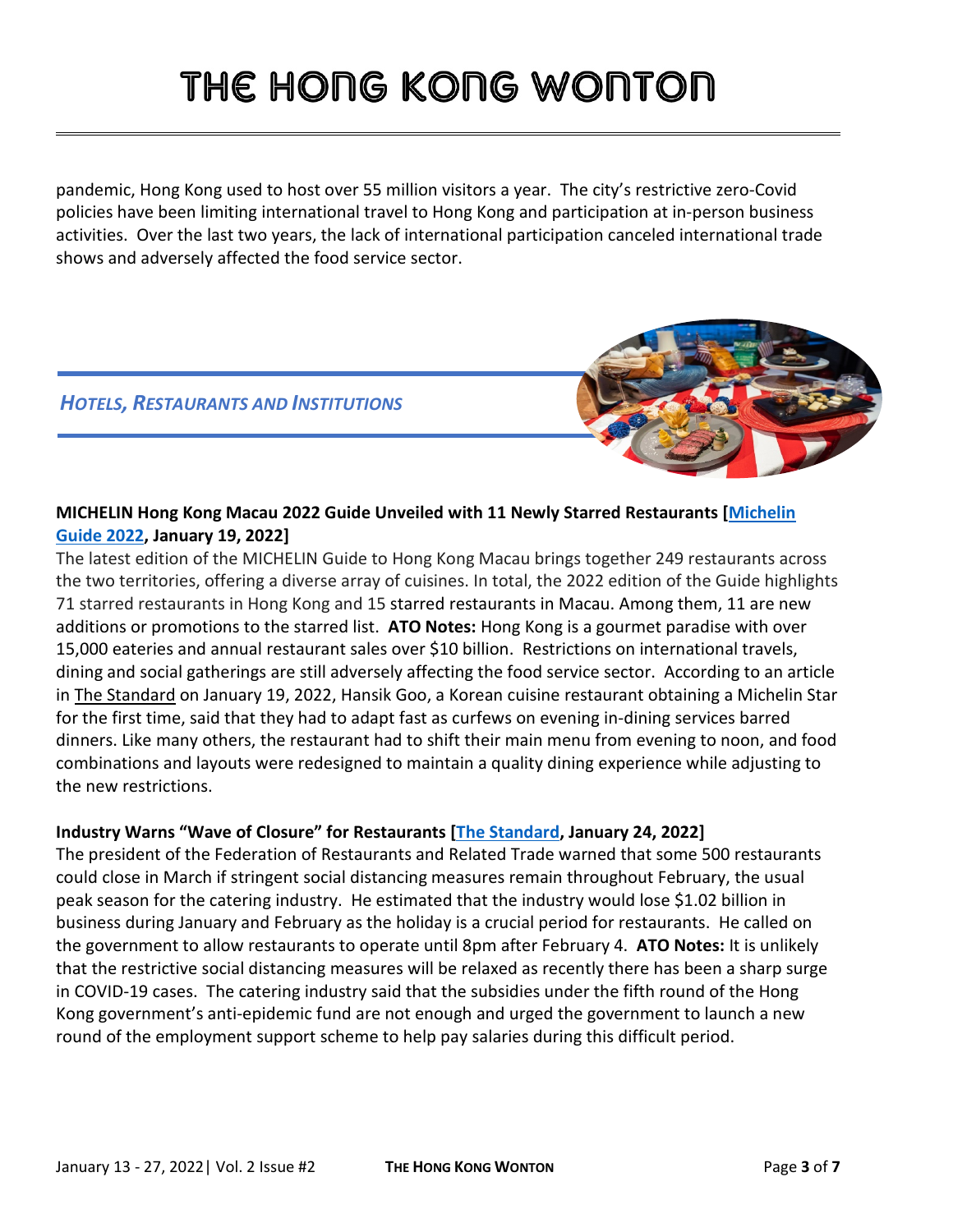pandemic, Hong Kong used to host over 55 million visitors a year. The city's restrictive zero-Covid policies have been limiting international travel to Hong Kong and participation at in-person business activities. Over the last two years, the lack of international participation canceled international trade shows and adversely affected the food service sector.

## *HOTELS, RESTAURANTS AND INSTITUTIONS*

**MICHELIN Hong Kong Macau 2022 Guide Unveiled with 11 Newly Starred Restaurants [Michelin Guide 2022, January 19, 2022]**

The latest edition of the MICHELIN Guide to Hong Kong Macau brings together 249 restaurants across the two territories, offering a diverse array of cuisines. In total, the 2022 edition of the Guide highlights 71 starred restaurants in Hong Kong and 15 starred restaurants in Macau. Among them, 11 are new additions or promotions to the starred list. **ATO Notes:** Hong Kong is a gourmet paradise with over 15,000 eateries and annual restaurant sales over $10 billion. Restrictions on international travels, dining and social gatherings are still adversely affecting the food service sector. According to an article in The Standard on January 19, 2022, Hansik Goo, a Korean cuisine restaurant obtaining a Michelin Star for the first time, said that they had to adapt fast as curfews on evening in-dining services barred dinners. Like many others, the restaurant had to shift their main menu from evening to noon, and food combinations and layouts were redesigned to maintain a quality dining experience while adjusting to the new restrictions.

**Industry Warns "Wave of Closure" for Restaurants [The Standard, January 24, 2022]**

The president of the Federation of Restaurants and Related Trade warned that some 500 restaurants could close in March if stringent social distancing measures remain throughout February, the usual peak season for the catering industry. He estimated that the industry would lose $1.02 billion in business during January and February as the holiday is a crucial period for restaurants. He called on the government to allow restaurants to operate until 8pm after February 4. **ATO Notes:** It is unlikely that the restrictive social distancing measures will be relaxed as recently there has been a sharp surge in COVID-19 cases. The catering industry said that the subsidies under the fifth round of the Hong Kong government's anti-epidemic fund are not enough and urged the government to launch a new round of the employment support scheme to help pay salaries during this difficult period.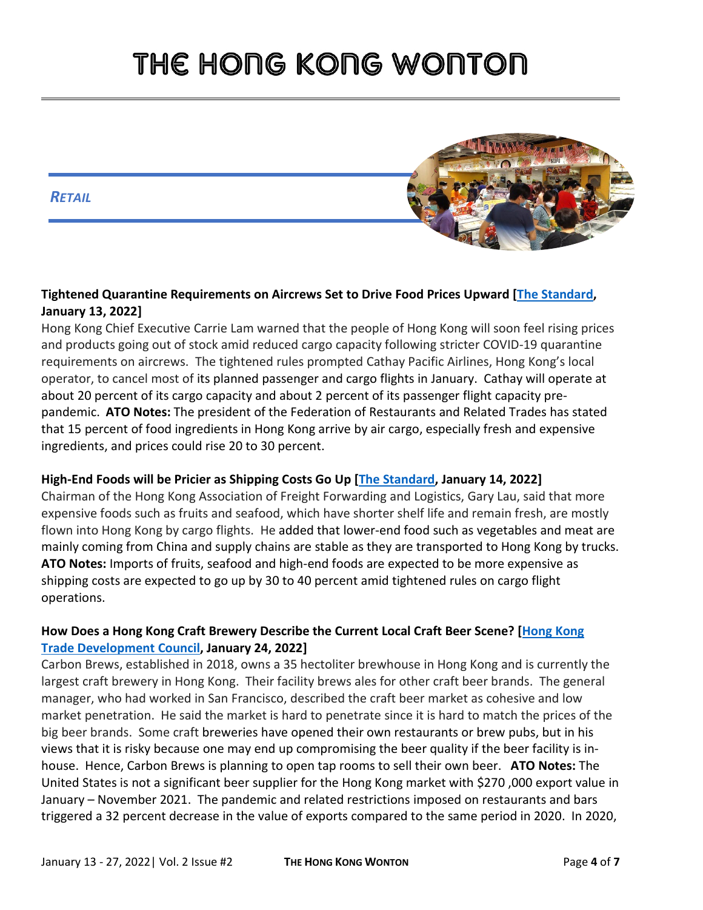## *RETAIL*

**Tightened Quarantine Requirements on Aircrews Set to Drive Food Prices Upward [The Standard, January 13, 2022]**

Hong Kong Chief Executive Carrie Lam warned that the people of Hong Kong will soon feel rising prices and products going out of stock amid reduced cargo capacity following stricter COVID-19 quarantine requirements on aircrews. The tightened rules prompted Cathay Pacific Airlines, Hong Kong's local operator, to cancel most of its planned passenger and cargo flights in January. Cathay will operate at about 20 percent of its cargo capacity and about 2 percent of its passenger flight capacity pre-pandemic. **ATO Notes:** The president of the Federation of Restaurants and Related Trades has stated that 15 percent of food ingredients in Hong Kong arrive by air cargo, especially fresh and expensive ingredients, and prices could rise 20 to 30 percent.

**High-End Foods will be Pricier as Shipping Costs Go Up [The Standard, January 14, 2022]**

Chairman of the Hong Kong Association of Freight Forwarding and Logistics, Gary Lau, said that more expensive foods such as fruits and seafood, which have shorter shelf life and remain fresh, are mostly flown into Hong Kong by cargo flights. He added that lower-end food such as vegetables and meat are mainly coming from China and supply chains are stable as they are transported to Hong Kong by trucks. **ATO Notes:** Imports of fruits, seafood and high-end foods are expected to be more expensive as shipping costs are expected to go up by 30 to 40 percent amid tightened rules on cargo flight operations.

**How Does a Hong Kong Craft Brewery Describe the Current Local Craft Beer Scene? [Hong Kong Trade Development Council, January 24, 2022]**

Carbon Brews, established in 2018, owns a 35 hectoliter brewhouse in Hong Kong and is currently the largest craft brewery in Hong Kong. Their facility brews ales for other craft beer brands. The general manager, who had worked in San Francisco, described the craft beer market as cohesive and low market penetration. He said the market is hard to penetrate since it is hard to match the prices of the big beer brands. Some craft breweries have opened their own restaurants or brew pubs, but in his views that it is risky because one may end up compromising the beer quality if the beer facility is in-house. Hence, Carbon Brews is planning to open tap rooms to sell their own beer. **ATO Notes:** The United States is not a significant beer supplier for the Hong Kong market with $270 ,000 export value in January – November 2021. The pandemic and related restrictions imposed on restaurants and bars triggered a 32 percent decrease in the value of exports compared to the same period in 2020. In 2020,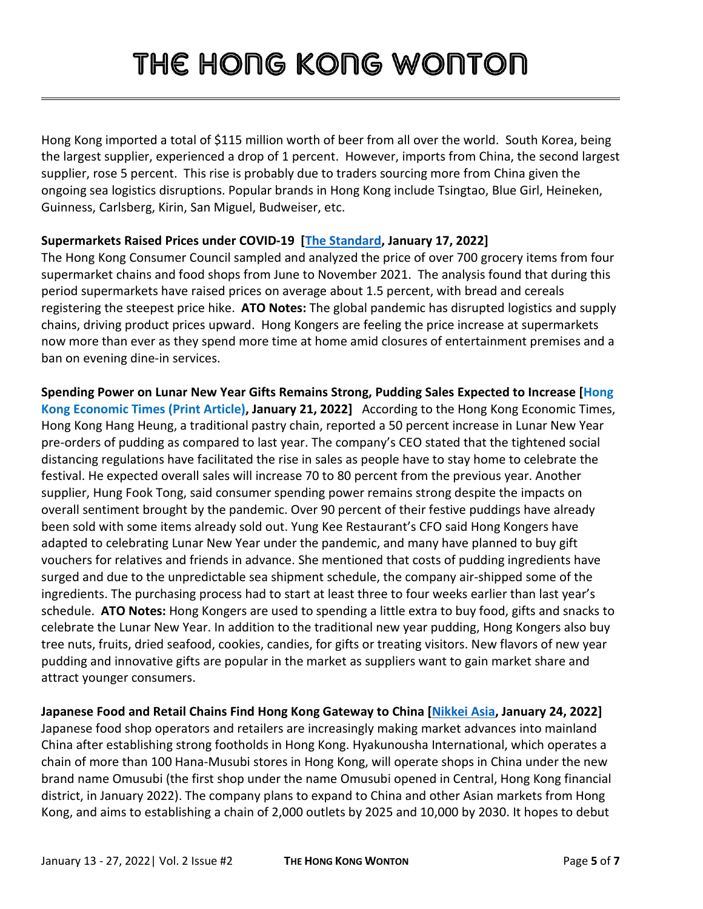Hong Kong imported a total of $115 million worth of beer from all over the world. South Korea, being the largest supplier, experienced a drop of 1 percent. However, imports from China, the second largest supplier, rose 5 percent. This rise is probably due to traders sourcing more from China given the ongoing sea logistics disruptions. Popular brands in Hong Kong include Tsingtao, Blue Girl, Heineken, Guinness, Carlsberg, Kirin, San Miguel, Budweiser, etc.

**Supermarkets Raised Prices under COVID-19 [The Standard, January 17, 2022]**
The Hong Kong Consumer Council sampled and analyzed the price of over 700 grocery items from four supermarket chains and food shops from June to November 2021. The analysis found that during this period supermarkets have raised prices on average about 1.5 percent, with bread and cereals registering the steepest price hike. **ATO Notes:** The global pandemic has disrupted logistics and supply chains, driving product prices upward. Hong Kongers are feeling the price increase at supermarkets now more than ever as they spend more time at home amid closures of entertainment premises and a ban on evening dine-in services.

**Spending Power on Lunar New Year Gifts Remains Strong, Pudding Sales Expected to Increase [Hong Kong Economic Times (Print Article), January 21, 2022]** According to the Hong Kong Economic Times, Hong Kong Hang Heung, a traditional pastry chain, reported a 50 percent increase in Lunar New Year pre-orders of pudding as compared to last year. The company's CEO stated that the tightened social distancing regulations have facilitated the rise in sales as people have to stay home to celebrate the festival. He expected overall sales will increase 70 to 80 percent from the previous year. Another supplier, Hung Fook Tong, said consumer spending power remains strong despite the impacts on overall sentiment brought by the pandemic. Over 90 percent of their festive puddings have already been sold with some items already sold out. Yung Kee Restaurant's CFO said Hong Kongers have adapted to celebrating Lunar New Year under the pandemic, and many have planned to buy gift vouchers for relatives and friends in advance. She mentioned that costs of pudding ingredients have surged and due to the unpredictable sea shipment schedule, the company air-shipped some of the ingredients. The purchasing process had to start at least three to four weeks earlier than last year's schedule. **ATO Notes:** Hong Kongers are used to spending a little extra to buy food, gifts and snacks to celebrate the Lunar New Year. In addition to the traditional new year pudding, Hong Kongers also buy tree nuts, fruits, dried seafood, cookies, candies, for gifts or treating visitors. New flavors of new year pudding and innovative gifts are popular in the market as suppliers want to gain market share and attract younger consumers.

**Japanese Food and Retail Chains Find Hong Kong Gateway to China [Nikkei Asia, January 24, 2022]**
Japanese food shop operators and retailers are increasingly making market advances into mainland China after establishing strong footholds in Hong Kong. Hyakunousha International, which operates a chain of more than 100 Hana-Musubi stores in Hong Kong, will operate shops in China under the new brand name Omusubi (the first shop under the name Omusubi opened in Central, Hong Kong financial district, in January 2022). The company plans to expand to China and other Asian markets from Hong Kong, and aims to establishing a chain of 2,000 outlets by 2025 and 10,000 by 2030. It hopes to debut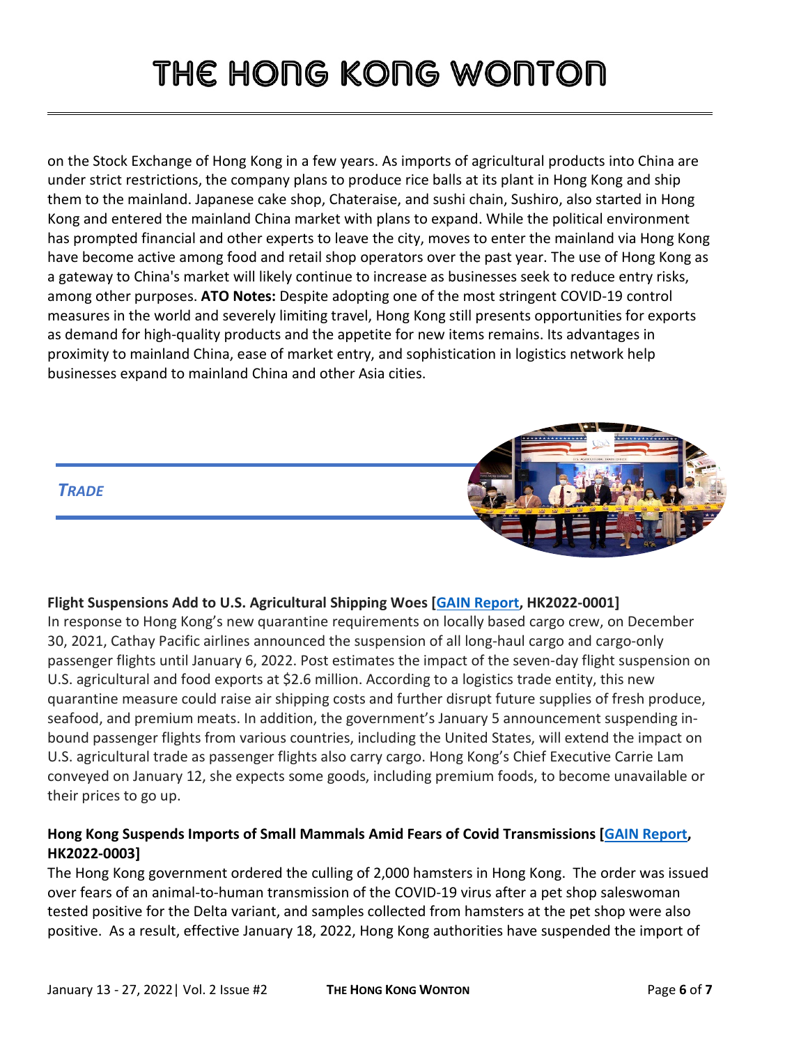on the Stock Exchange of Hong Kong in a few years. As imports of agricultural products into China are under strict restrictions, the company plans to produce rice balls at its plant in Hong Kong and ship them to the mainland. Japanese cake shop, Chateraise, and sushi chain, Sushiro, also started in Hong Kong and entered the mainland China market with plans to expand. While the political environment has prompted financial and other experts to leave the city, moves to enter the mainland via Hong Kong have become active among food and retail shop operators over the past year. The use of Hong Kong as a gateway to China's market will likely continue to increase as businesses seek to reduce entry risks, among other purposes. **ATO Notes:** Despite adopting one of the most stringent COVID-19 control measures in the world and severely limiting travel, Hong Kong still presents opportunities for exports as demand for high-quality products and the appetite for new items remains. Its advantages in proximity to mainland China, ease of market entry, and sophistication in logistics network help businesses expand to mainland China and other Asia cities.

## *TRADE*

### Flight Suspensions Add to U.S. Agricultural Shipping Woes [GAIN Report, HK2022-0001]

In response to Hong Kong's new quarantine requirements on locally based cargo crew, on December 30, 2021, Cathay Pacific airlines announced the suspension of all long-haul cargo and cargo-only passenger flights until January 6, 2022. Post estimates the impact of the seven-day flight suspension on U.S. agricultural and food exports at $2.6 million. According to a logistics trade entity, this new quarantine measure could raise air shipping costs and further disrupt future supplies of fresh produce, seafood, and premium meats. In addition, the government's January 5 announcement suspending in-bound passenger flights from various countries, including the United States, will extend the impact on U.S. agricultural trade as passenger flights also carry cargo. Hong Kong's Chief Executive Carrie Lam conveyed on January 12, she expects some goods, including premium foods, to become unavailable or their prices to go up.

### Hong Kong Suspends Imports of Small Mammals Amid Fears of Covid Transmissions [GAIN Report, HK2022-0003]

The Hong Kong government ordered the culling of 2,000 hamsters in Hong Kong. The order was issued over fears of an animal-to-human transmission of the COVID-19 virus after a pet shop saleswoman tested positive for the Delta variant, and samples collected from hamsters at the pet shop were also positive. As a result, effective January 18, 2022, Hong Kong authorities have suspended the import of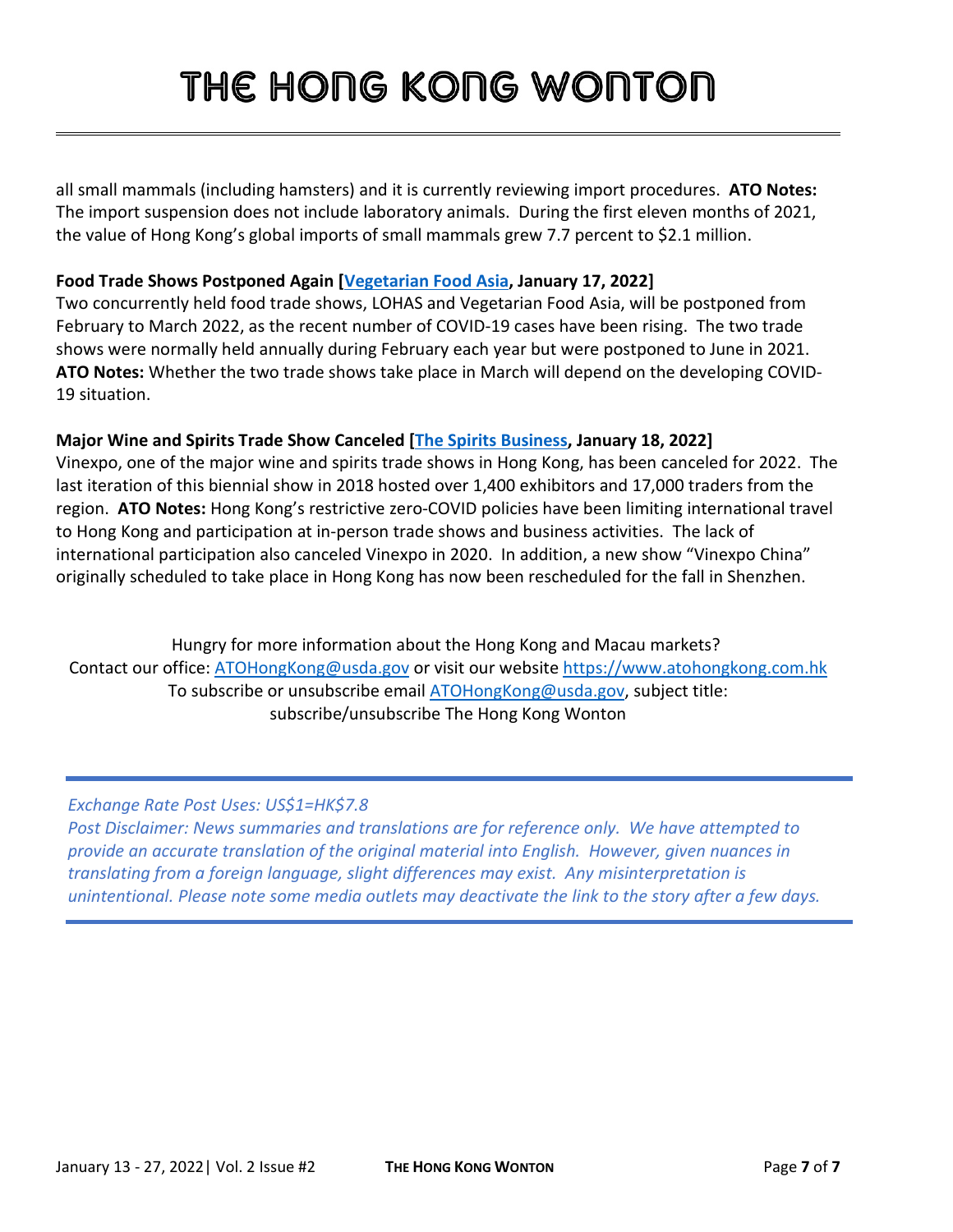all small mammals (including hamsters) and it is currently reviewing import procedures. **ATO Notes:** The import suspension does not include laboratory animals. During the first eleven months of 2021, the value of Hong Kong's global imports of small mammals grew 7.7 percent to $2.1 million.

**Food Trade Shows Postponed Again [Vegetarian Food Asia, January 17, 2022]**
Two concurrently held food trade shows, LOHAS and Vegetarian Food Asia, will be postponed from February to March 2022, as the recent number of COVID-19 cases have been rising. The two trade shows were normally held annually during February each year but were postponed to June in 2021. **ATO Notes:** Whether the two trade shows take place in March will depend on the developing COVID-19 situation.

**Major Wine and Spirits Trade Show Canceled [The Spirits Business, January 18, 2022]**
Vinexpo, one of the major wine and spirits trade shows in Hong Kong, has been canceled for 2022. The last iteration of this biennial show in 2018 hosted over 1,400 exhibitors and 17,000 traders from the region. **ATO Notes:** Hong Kong's restrictive zero-COVID policies have been limiting international travel to Hong Kong and participation at in-person trade shows and business activities. The lack of international participation also canceled Vinexpo in 2020. In addition, a new show "Vinexpo China" originally scheduled to take place in Hong Kong has now been rescheduled for the fall in Shenzhen.

Hungry for more information about the Hong Kong and Macau markets?
Contact our office: ATOHongKong@usda.gov or visit our website https://www.atohongkong.com.hk
To subscribe or unsubscribe email ATOHongKong@usda.gov, subject title:
subscribe/unsubscribe The Hong Kong Wonton

*Exchange Rate Post Uses: US$1=HK$7.8*
*Post Disclaimer: News summaries and translations are for reference only. We have attempted to provide an accurate translation of the original material into English. However, given nuances in translating from a foreign language, slight differences may exist. Any misinterpretation is unintentional. Please note some media outlets may deactivate the link to the story after a few days.*